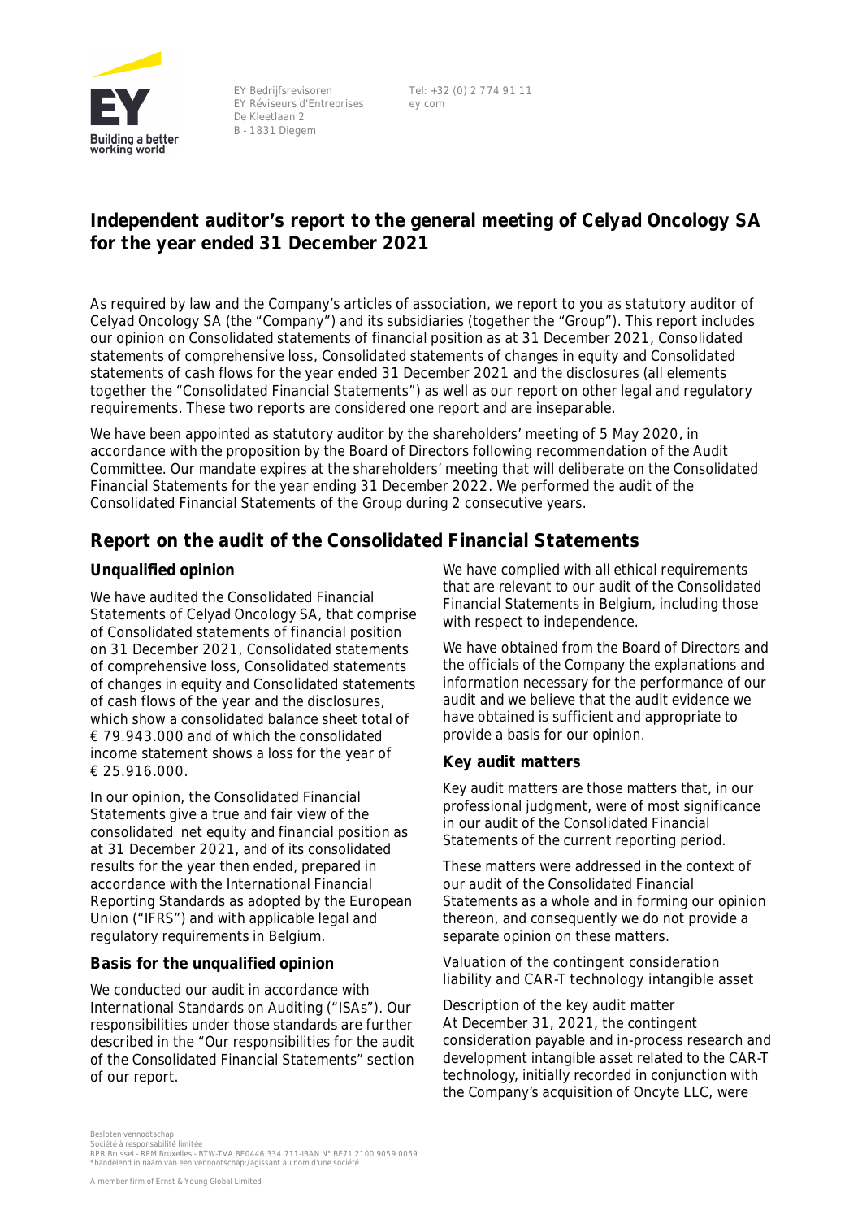EY Bedrijfsrevisoren
EY Réviseurs d'Entreprises
De Kleetlaan 2
B - 1831 Diegem

Tel: +32 (0) 2 774 91 11
ey.com

# Independent auditor's report to the general meeting of Celyad Oncology SA for the year ended 31 December 2021

As required by law and the Company's articles of association, we report to you as statutory auditor of Celyad Oncology SA (the "Company") and its subsidiaries (together the "Group"). This report includes our opinion on Consolidated statements of financial position as at 31 December 2021, Consolidated statements of comprehensive loss, Consolidated statements of changes in equity and Consolidated statements of cash flows for the year ended 31 December 2021 and the disclosures (all elements together the "Consolidated Financial Statements") as well as our report on other legal and regulatory requirements. These two reports are considered one report and are inseparable.

We have been appointed as statutory auditor by the shareholders' meeting of 5 May 2020, in accordance with the proposition by the Board of Directors following recommendation of the Audit Committee. Our mandate expires at the shareholders' meeting that will deliberate on the Consolidated Financial Statements for the year ending 31 December 2022. We performed the audit of the Consolidated Financial Statements of the Group during 2 consecutive years.

## Report on the audit of the Consolidated Financial Statements

### Unqualified opinion

We have audited the Consolidated Financial Statements of Celyad Oncology SA, that comprise of Consolidated statements of financial position on 31 December 2021, Consolidated statements of comprehensive loss, Consolidated statements of changes in equity and Consolidated statements of cash flows of the year and the disclosures, which show a consolidated balance sheet total of € 79.943.000 and of which the consolidated income statement shows a loss for the year of € 25.916.000.

In our opinion, the Consolidated Financial Statements give a true and fair view of the consolidated net equity and financial position as at 31 December 2021, and of its consolidated results for the year then ended, prepared in accordance with the International Financial Reporting Standards as adopted by the European Union ("IFRS") and with applicable legal and regulatory requirements in Belgium.

### Basis for the unqualified opinion

We conducted our audit in accordance with International Standards on Auditing ("ISAs"). Our responsibilities under those standards are further described in the "Our responsibilities for the audit of the Consolidated Financial Statements" section of our report.

We have complied with all ethical requirements that are relevant to our audit of the Consolidated Financial Statements in Belgium, including those with respect to independence.

We have obtained from the Board of Directors and the officials of the Company the explanations and information necessary for the performance of our audit and we believe that the audit evidence we have obtained is sufficient and appropriate to provide a basis for our opinion.

### Key audit matters

Key audit matters are those matters that, in our professional judgment, were of most significance in our audit of the Consolidated Financial Statements of the current reporting period.

These matters were addressed in the context of our audit of the Consolidated Financial Statements as a whole and in forming our opinion thereon, and consequently we do not provide a separate opinion on these matters.

Valuation of the contingent consideration liability and CAR-T technology intangible asset

Description of the key audit matter
At December 31, 2021, the contingent consideration payable and in-process research and development intangible asset related to the CAR-T technology, initially recorded in conjunction with the Company's acquisition of Oncyte LLC, were

Besloten vennootschap
Société à responsabilité limitée
RPR Brussel - RPM Bruxelles - BTW-TVA BE0446.334.711-IBAN N° BE71 2100 9059 0069
*handelend in naam van een vennootschap:/agissant au nom d'une société

A member firm of Ernst & Young Global Limited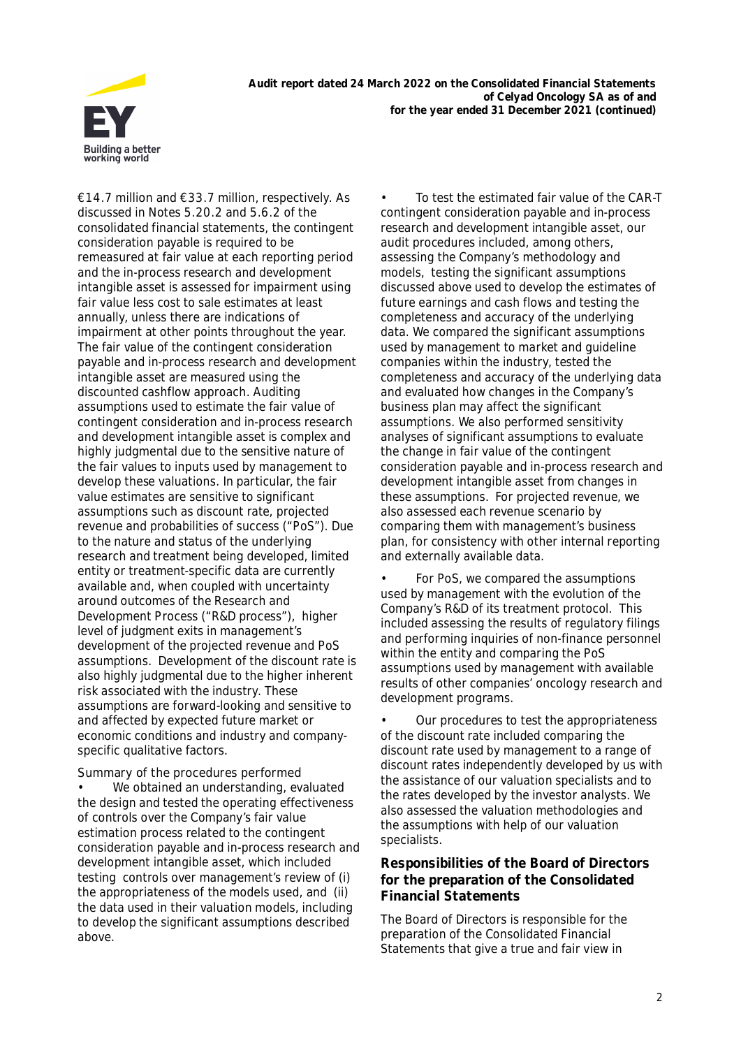€14.7 million and €33.7 million, respectively. As discussed in Notes 5.20.2 and 5.6.2 of the consolidated financial statements, the contingent consideration payable is required to be remeasured at fair value at each reporting period and the in-process research and development intangible asset is assessed for impairment using fair value less cost to sale estimates at least annually, unless there are indications of impairment at other points throughout the year. The fair value of the contingent consideration payable and in-process research and development intangible asset are measured using the discounted cashflow approach. Auditing assumptions used to estimate the fair value of contingent consideration and in-process research and development intangible asset is complex and highly judgmental due to the sensitive nature of the fair values to inputs used by management to develop these valuations. In particular, the fair value estimates are sensitive to significant assumptions such as discount rate, projected revenue and probabilities of success ("PoS"). Due to the nature and status of the underlying research and treatment being developed, limited entity or treatment-specific data are currently available and, when coupled with uncertainty around outcomes of the Research and Development Process ("R&D process"), higher level of judgment exits in management's development of the projected revenue and PoS assumptions. Development of the discount rate is also highly judgmental due to the higher inherent risk associated with the industry. These assumptions are forward-looking and sensitive to and affected by expected future market or economic conditions and industry and company-specific qualitative factors.

Summary of the procedures performed

- We obtained an understanding, evaluated the design and tested the operating effectiveness of controls over the Company's fair value estimation process related to the contingent consideration payable and in-process research and development intangible asset, which included testing controls over management's review of (i) the appropriateness of the models used, and (ii) the data used in their valuation models, including to develop the significant assumptions described above.
- To test the estimated fair value of the CAR-T contingent consideration payable and in-process research and development intangible asset, our audit procedures included, among others, assessing the Company's methodology and models, testing the significant assumptions discussed above used to develop the estimates of future earnings and cash flows and testing the completeness and accuracy of the underlying data. We compared the significant assumptions used by management to market and guideline companies within the industry, tested the completeness and accuracy of the underlying data and evaluated how changes in the Company's business plan may affect the significant assumptions. We also performed sensitivity analyses of significant assumptions to evaluate the change in fair value of the contingent consideration payable and in-process research and development intangible asset from changes in these assumptions. For projected revenue, we also assessed each revenue scenario by comparing them with management's business plan, for consistency with other internal reporting and externally available data.
- For PoS, we compared the assumptions used by management with the evolution of the Company's R&D of its treatment protocol. This included assessing the results of regulatory filings and performing inquiries of non-finance personnel within the entity and comparing the PoS assumptions used by management with available results of other companies' oncology research and development programs.
- Our procedures to test the appropriateness of the discount rate included comparing the discount rate used by management to a range of discount rates independently developed by us with the assistance of our valuation specialists and to the rates developed by the investor analysts. We also assessed the valuation methodologies and the assumptions with help of our valuation specialists.

## Responsibilities of the Board of Directors for the preparation of the Consolidated Financial Statements

The Board of Directors is responsible for the preparation of the Consolidated Financial Statements that give a true and fair view in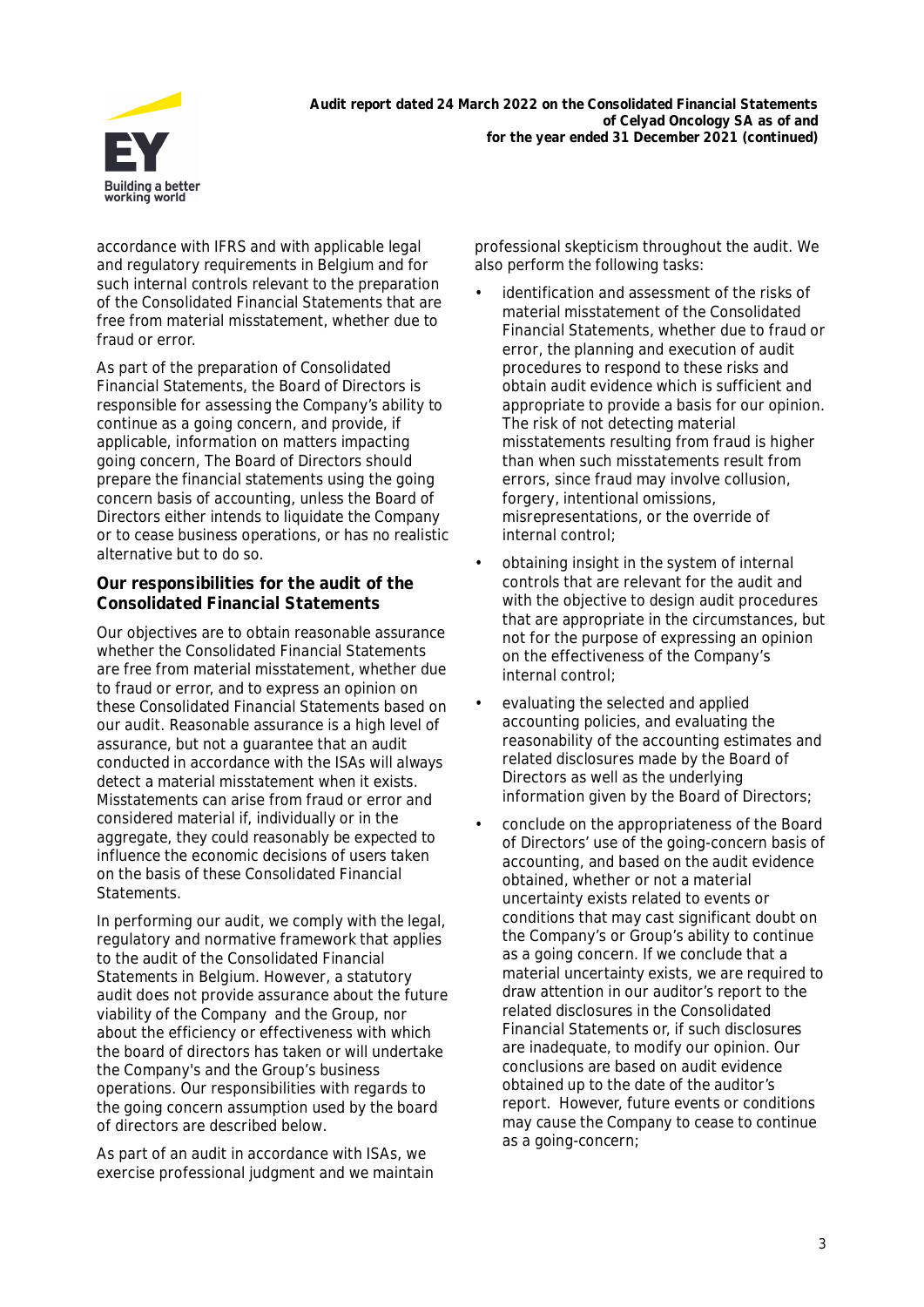accordance with IFRS and with applicable legal and regulatory requirements in Belgium and for such internal controls relevant to the preparation of the Consolidated Financial Statements that are free from material misstatement, whether due to fraud or error.

As part of the preparation of Consolidated Financial Statements, the Board of Directors is responsible for assessing the Company's ability to continue as a going concern, and provide, if applicable, information on matters impacting going concern, The Board of Directors should prepare the financial statements using the going concern basis of accounting, unless the Board of Directors either intends to liquidate the Company or to cease business operations, or has no realistic alternative but to do so.

## Our responsibilities for the audit of the Consolidated Financial Statements

Our objectives are to obtain reasonable assurance whether the Consolidated Financial Statements are free from material misstatement, whether due to fraud or error, and to express an opinion on these Consolidated Financial Statements based on our audit. Reasonable assurance is a high level of assurance, but not a guarantee that an audit conducted in accordance with the ISAs will always detect a material misstatement when it exists. Misstatements can arise from fraud or error and considered material if, individually or in the aggregate, they could reasonably be expected to influence the economic decisions of users taken on the basis of these Consolidated Financial Statements.

In performing our audit, we comply with the legal, regulatory and normative framework that applies to the audit of the Consolidated Financial Statements in Belgium. However, a statutory audit does not provide assurance about the future viability of the Company and the Group, nor about the efficiency or effectiveness with which the board of directors has taken or will undertake the Company's and the Group's business operations. Our responsibilities with regards to the going concern assumption used by the board of directors are described below.

As part of an audit in accordance with ISAs, we exercise professional judgment and we maintain professional skepticism throughout the audit. We also perform the following tasks:

- identification and assessment of the risks of material misstatement of the Consolidated Financial Statements, whether due to fraud or error, the planning and execution of audit procedures to respond to these risks and obtain audit evidence which is sufficient and appropriate to provide a basis for our opinion. The risk of not detecting material misstatements resulting from fraud is higher than when such misstatements result from errors, since fraud may involve collusion, forgery, intentional omissions, misrepresentations, or the override of internal control;
- obtaining insight in the system of internal controls that are relevant for the audit and with the objective to design audit procedures that are appropriate in the circumstances, but not for the purpose of expressing an opinion on the effectiveness of the Company's internal control;
- evaluating the selected and applied accounting policies, and evaluating the reasonability of the accounting estimates and related disclosures made by the Board of Directors as well as the underlying information given by the Board of Directors;
- conclude on the appropriateness of the Board of Directors' use of the going-concern basis of accounting, and based on the audit evidence obtained, whether or not a material uncertainty exists related to events or conditions that may cast significant doubt on the Company's or Group's ability to continue as a going concern. If we conclude that a material uncertainty exists, we are required to draw attention in our auditor's report to the related disclosures in the Consolidated Financial Statements or, if such disclosures are inadequate, to modify our opinion. Our conclusions are based on audit evidence obtained up to the date of the auditor's report. However, future events or conditions may cause the Company to cease to continue as a going-concern;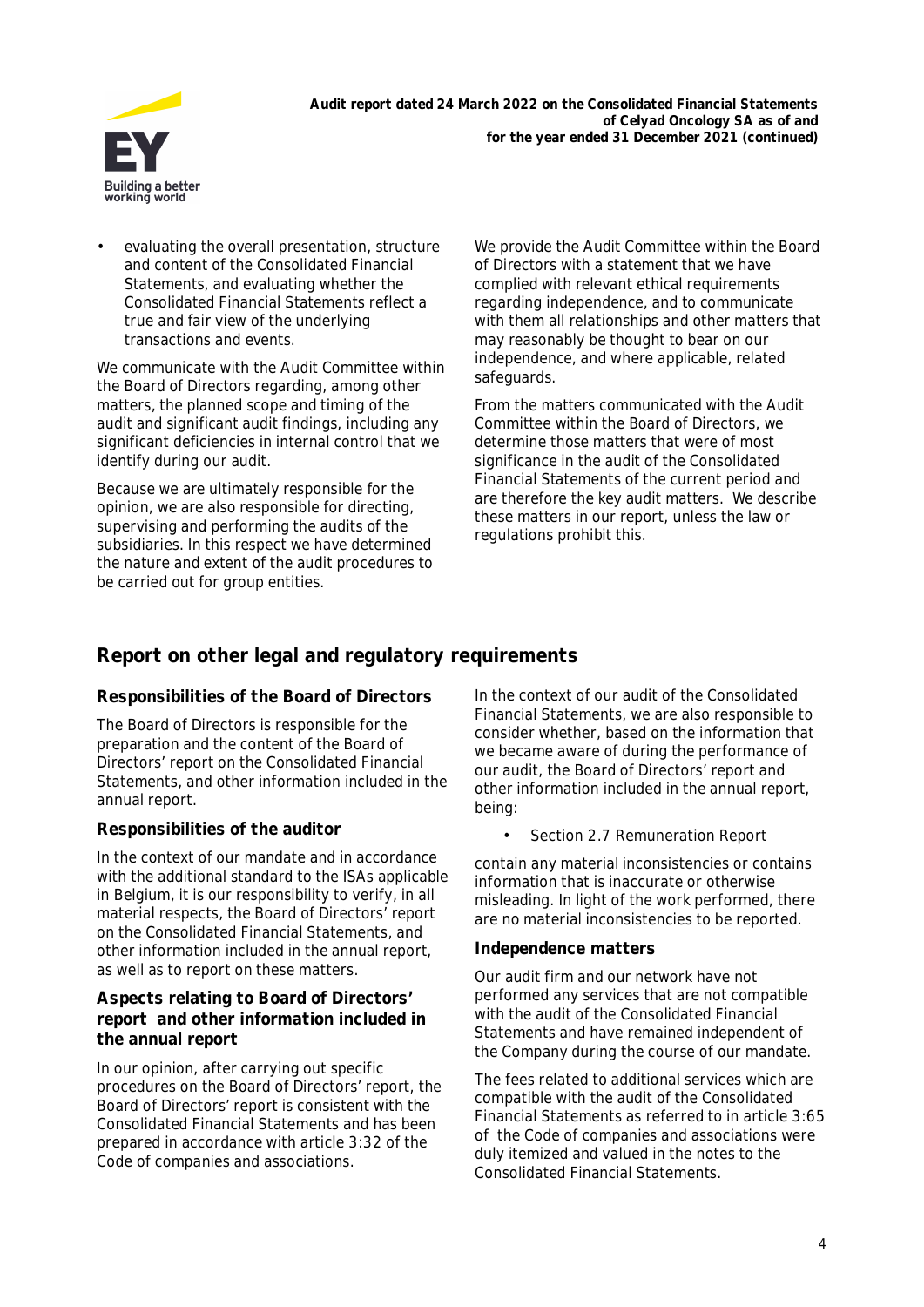- evaluating the overall presentation, structure and content of the Consolidated Financial Statements, and evaluating whether the Consolidated Financial Statements reflect a true and fair view of the underlying transactions and events.

We communicate with the Audit Committee within the Board of Directors regarding, among other matters, the planned scope and timing of the audit and significant audit findings, including any significant deficiencies in internal control that we identify during our audit.

Because we are ultimately responsible for the opinion, we are also responsible for directing, supervising and performing the audits of the subsidiaries. In this respect we have determined the nature and extent of the audit procedures to be carried out for group entities.

We provide the Audit Committee within the Board of Directors with a statement that we have complied with relevant ethical requirements regarding independence, and to communicate with them all relationships and other matters that may reasonably be thought to bear on our independence, and where applicable, related safeguards.

From the matters communicated with the Audit Committee within the Board of Directors, we determine those matters that were of most significance in the audit of the Consolidated Financial Statements of the current period and are therefore the key audit matters. We describe these matters in our report, unless the law or regulations prohibit this.

## Report on other legal and regulatory requirements

### Responsibilities of the Board of Directors

The Board of Directors is responsible for the preparation and the content of the Board of Directors' report on the Consolidated Financial Statements, and other information included in the annual report.

### Responsibilities of the auditor

In the context of our mandate and in accordance with the additional standard to the ISAs applicable in Belgium, it is our responsibility to verify, in all material respects, the Board of Directors' report on the Consolidated Financial Statements, and other information included in the annual report, as well as to report on these matters.

### Aspects relating to Board of Directors' report and other information included in the annual report

In our opinion, after carrying out specific procedures on the Board of Directors' report, the Board of Directors' report is consistent with the Consolidated Financial Statements and has been prepared in accordance with article 3:32 of the Code of companies and associations.

In the context of our audit of the Consolidated Financial Statements, we are also responsible to consider whether, based on the information that we became aware of during the performance of our audit, the Board of Directors' report and other information included in the annual report, being:

- Section 2.7 Remuneration Report

contain any material inconsistencies or contains information that is inaccurate or otherwise misleading. In light of the work performed, there are no material inconsistencies to be reported.

### Independence matters

Our audit firm and our network have not performed any services that are not compatible with the audit of the Consolidated Financial Statements and have remained independent of the Company during the course of our mandate.

The fees related to additional services which are compatible with the audit of the Consolidated Financial Statements as referred to in article 3:65 of the Code of companies and associations were duly itemized and valued in the notes to the Consolidated Financial Statements.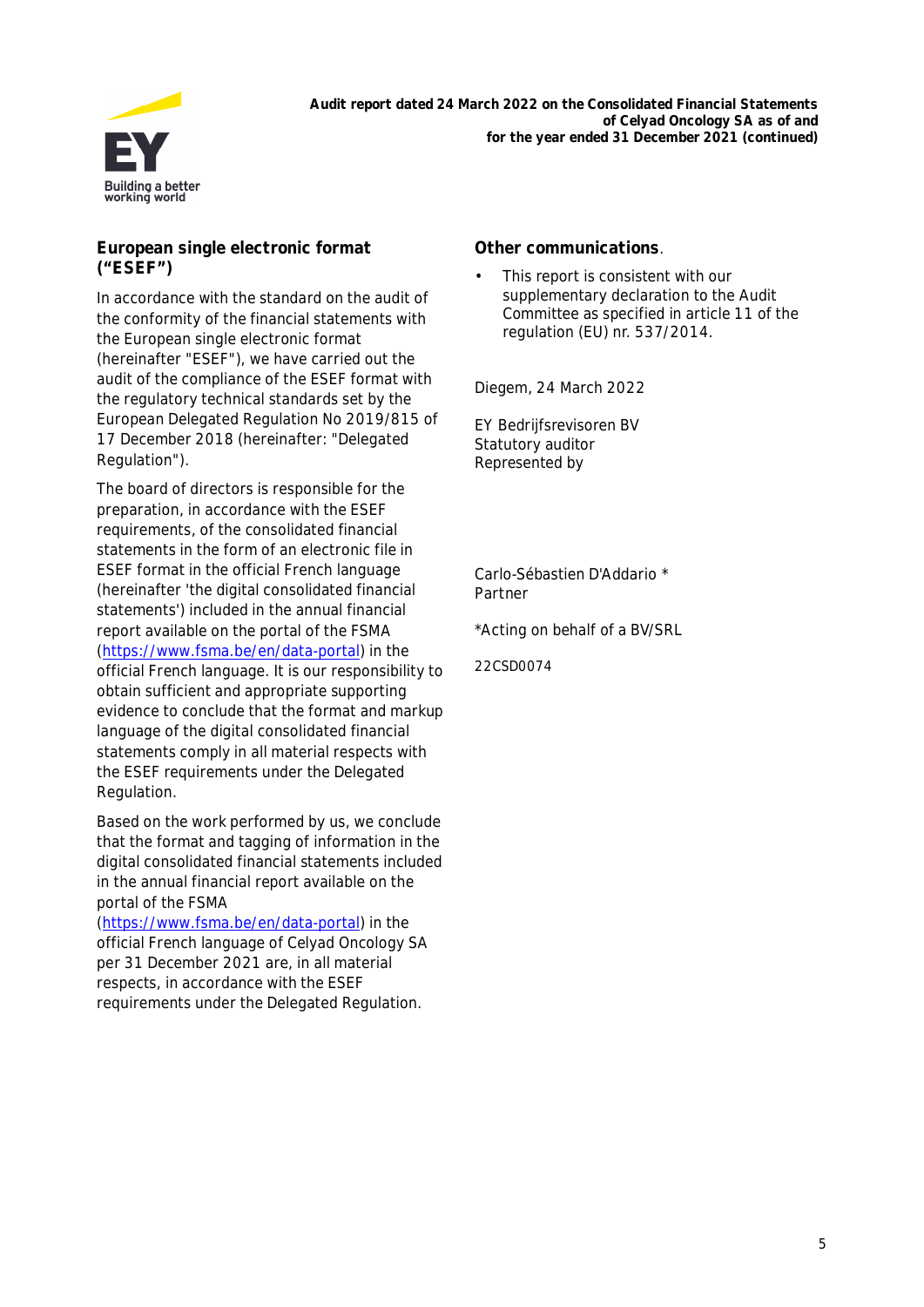## European single electronic format ("ESEF")

In accordance with the standard on the audit of the conformity of the financial statements with the European single electronic format (hereinafter "ESEF"), we have carried out the audit of the compliance of the ESEF format with the regulatory technical standards set by the European Delegated Regulation No 2019/815 of 17 December 2018 (hereinafter: "Delegated Regulation").

The board of directors is responsible for the preparation, in accordance with the ESEF requirements, of the consolidated financial statements in the form of an electronic file in ESEF format in the official French language (hereinafter 'the digital consolidated financial statements') included in the annual financial report available on the portal of the FSMA (https://www.fsma.be/en/data-portal) in the official French language. It is our responsibility to obtain sufficient and appropriate supporting evidence to conclude that the format and markup language of the digital consolidated financial statements comply in all material respects with the ESEF requirements under the Delegated Regulation.

Based on the work performed by us, we conclude that the format and tagging of information in the digital consolidated financial statements included in the annual financial report available on the portal of the FSMA (https://www.fsma.be/en/data-portal) in the official French language of Celyad Oncology SA per 31 December 2021 are, in all material respects, in accordance with the ESEF requirements under the Delegated Regulation.

## Other communications.

- This report is consistent with our supplementary declaration to the Audit Committee as specified in article 11 of the regulation (EU) nr. 537/2014.

Diegem, 24 March 2022

EY Bedrijfsrevisoren BV
Statutory auditor
Represented by

Carlo-Sébastien D'Addario *
Partner

*Acting on behalf of a BV/SRL

22CSD0074